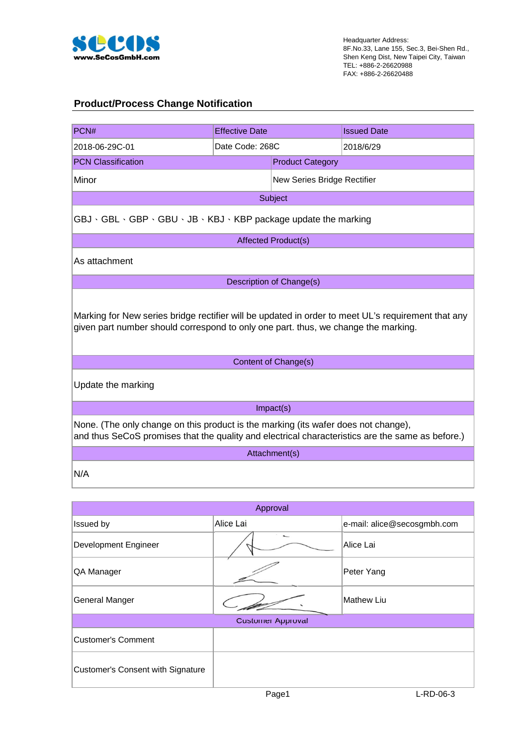Headquarter Address:
8F.No.33, Lane 155, Sec.3, Bei-Shen Rd.,
Shen Keng Dist, New Taipei City, Taiwan
TEL: +886-2-26620988
FAX: +886-2-26620488

## Product/Process Change Notification

| PCN# | Effective Date | Issued Date |
|---|---|---|
| 2018-06-29C-01 | Date Code: 268C | 2018/6/29 |

| PCN Classification | Product Category |
|---|---|
| Minor | New Series Bridge Rectifier |

| Subject |
|---|
| GBJ、GBL、GBP、GBU、JB、KBJ、KBP package update the marking |
| **Affected Product(s)** |
| As attachment |
| **Description of Change(s)** |
| Marking for New series bridge rectifier will be updated in order to meet UL's requirement that any given part number should correspond to only one part. thus, we change the marking. |
| **Content of Change(s)** |
| Update the marking |
| **Impact(s)** |
| None. (The only change on this product is the marking (its wafer does not change), and thus SeCoS promises that the quality and electrical characteristics are the same as before.) |
| **Attachment(s)** |
| N/A |

| Approval | | |
|---|---|---|
| Issued by | Alice Lai | e-mail: alice@secosgmbh.com |
| Development Engineer | (signature) | Alice Lai |
| QA Manager | (signature) | Peter Yang |
| General Manger | (signature) | Mathew Liu |

| Customer Approval | |
|---|---|
| Customer's Comment | |
| Customer's Consent with Signature | |

L-RD-06-3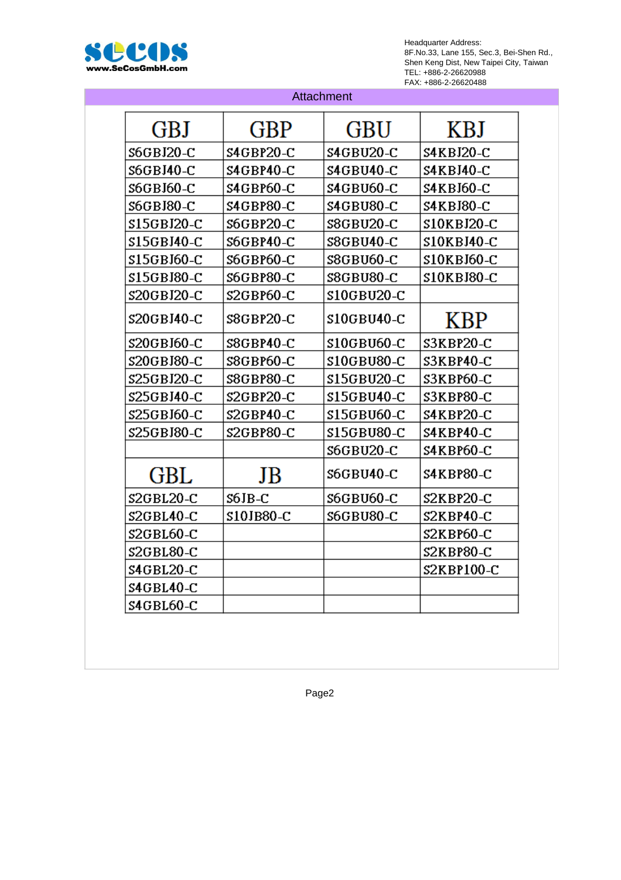## Attachment

| GBJ | GBP | GBU | KBJ |
|---|---|---|---|
| S6GBJ20-C | S4GBP20-C | S4GBU20-C | S4KBJ20-C |
| S6GBJ40-C | S4GBP40-C | S4GBU40-C | S4KBJ40-C |
| S6GBJ60-C | S4GBP60-C | S4GBU60-C | S4KBJ60-C |
| S6GBJ80-C | S4GBP80-C | S4GBU80-C | S4KBJ80-C |
| S15GBJ20-C | S6GBP20-C | S8GBU20-C | S10KBJ20-C |
| S15GBJ40-C | S6GBP40-C | S8GBU40-C | S10KBJ40-C |
| S15GBJ60-C | S6GBP60-C | S8GBU60-C | S10KBJ60-C |
| S15GBJ80-C | S6GBP80-C | S8GBU80-C | S10KBJ80-C |
| S20GBJ20-C | S2GBP60-C | S10GBU20-C | |
| S20GBJ40-C | S8GBP20-C | S10GBU40-C | **KBP** |
| S20GBJ60-C | S8GBP40-C | S10GBU60-C | S3KBP20-C |
| S20GBJ80-C | S8GBP60-C | S10GBU80-C | S3KBP40-C |
| S25GBJ20-C | S8GBP80-C | S15GBU20-C | S3KBP60-C |
| S25GBJ40-C | S2GBP20-C | S15GBU40-C | S3KBP80-C |
| S25GBJ60-C | S2GBP40-C | S15GBU60-C | S4KBP20-C |
| S25GBJ80-C | S2GBP80-C | S15GBU80-C | S4KBP40-C |
| | | S6GBU20-C | S4KBP60-C |
| **GBL** | **JB** | S6GBU40-C | S4KBP80-C |
| S2GBL20-C | S6JB-C | S6GBU60-C | S2KBP20-C |
| S2GBL40-C | S10JB80-C | S6GBU80-C | S2KBP40-C |
| S2GBL60-C | | | S2KBP60-C |
| S2GBL80-C | | | S2KBP80-C |
| S4GBL20-C | | | S2KBP100-C |
| S4GBL40-C | | | |
| S4GBL60-C | | | |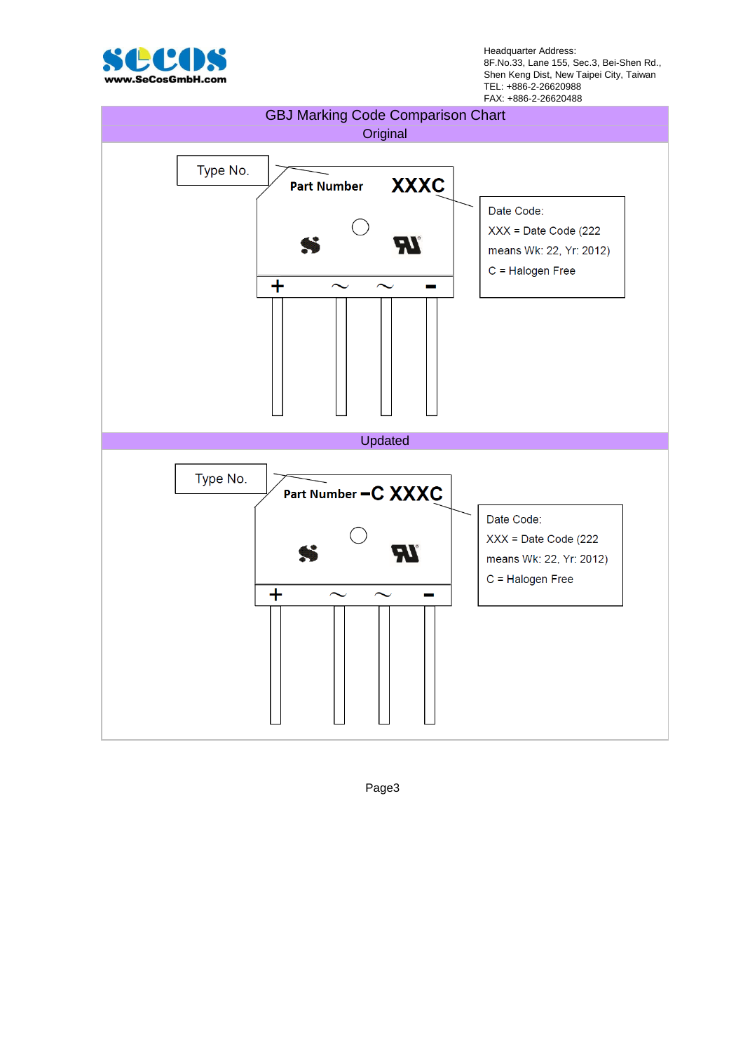## GBJ Marking Code Comparison Chart

### Original

Type No.

Part Number XXXC

+ ~ ~ −

Date Code:

XXX = Date Code (222 means Wk: 22, Yr: 2012)

C = Halogen Free

### Updated

Type No.

Part Number −C XXXC

+ ~ ~ −

Date Code:

XXX = Date Code (222 means Wk: 22, Yr: 2012)

C = Halogen Free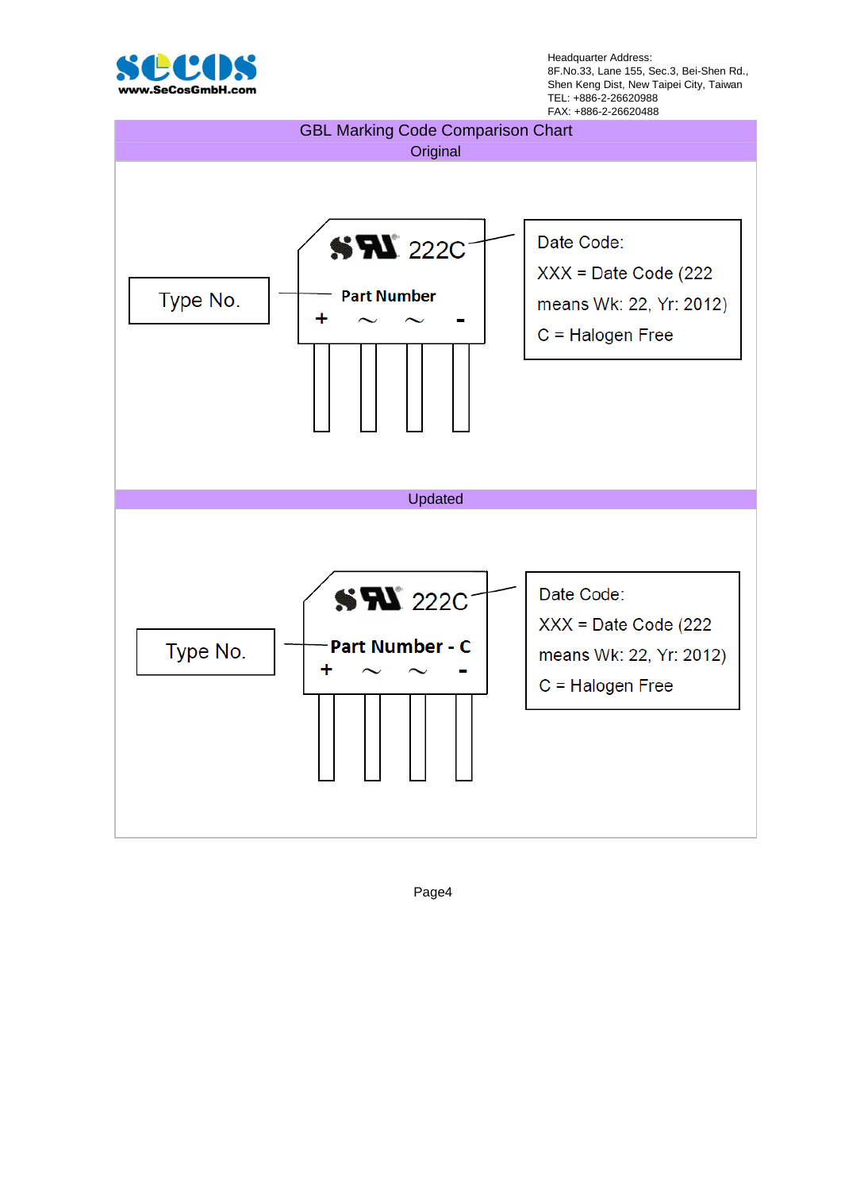Headquarter Address:
8F.No.33, Lane 155, Sec.3, Bei-Shen Rd.,
Shen Keng Dist, New Taipei City, Taiwan
TEL: +886-2-26620988
FAX: +886-2-26620488

## GBL Marking Code Comparison Chart

### Original

222C

Type No. — Part Number

\+ ~ ~ -

Date Code:

XXX = Date Code (222 means Wk: 22, Yr: 2012)

C = Halogen Free

### Updated

222C

Type No. — Part Number - C

\+ ~ ~ -

Date Code:

XXX = Date Code (222 means Wk: 22, Yr: 2012)

C = Halogen Free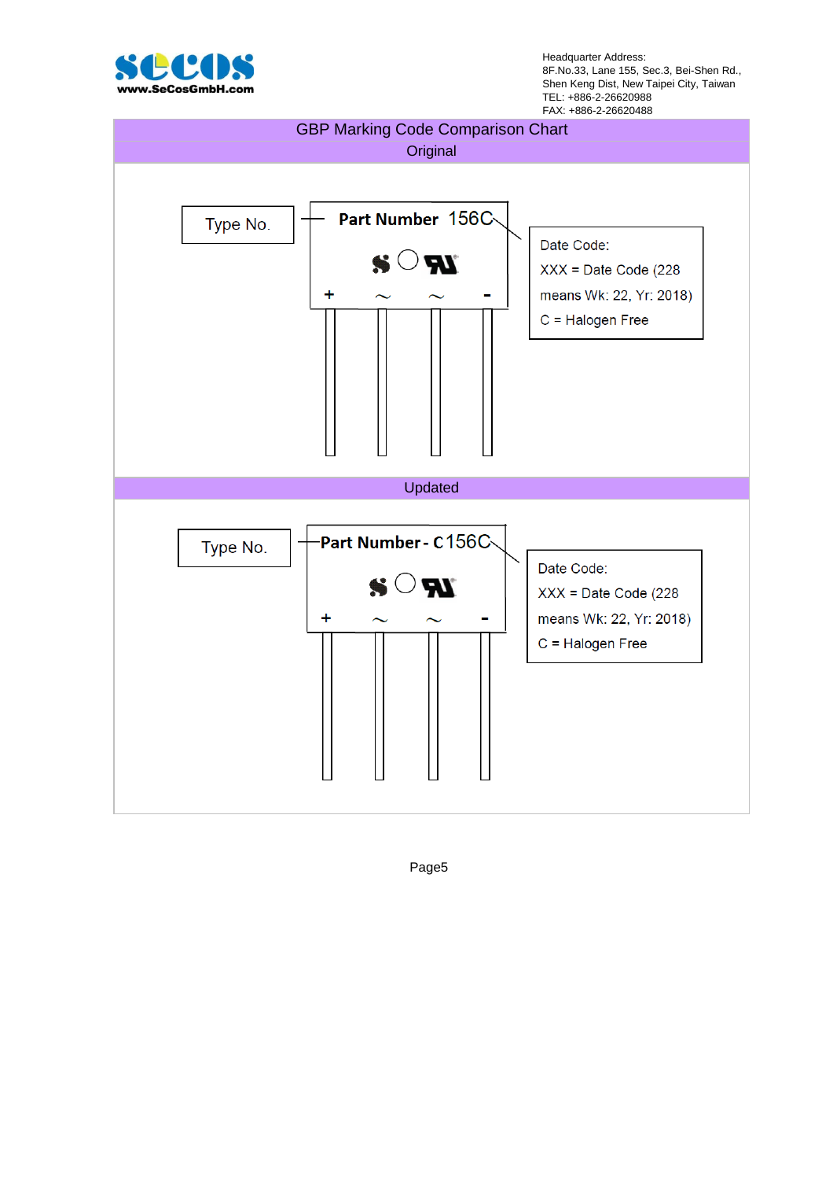## GBP Marking Code Comparison Chart

### Original

Type No.

Part Number 156C

+ ~ ~ -

Date Code:
XXX = Date Code (228 means Wk: 22, Yr: 2018)
C = Halogen Free

### Updated

Type No.

Part Number - C156C

+ ~ ~ -

Date Code:
XXX = Date Code (228 means Wk: 22, Yr: 2018)
C = Halogen Free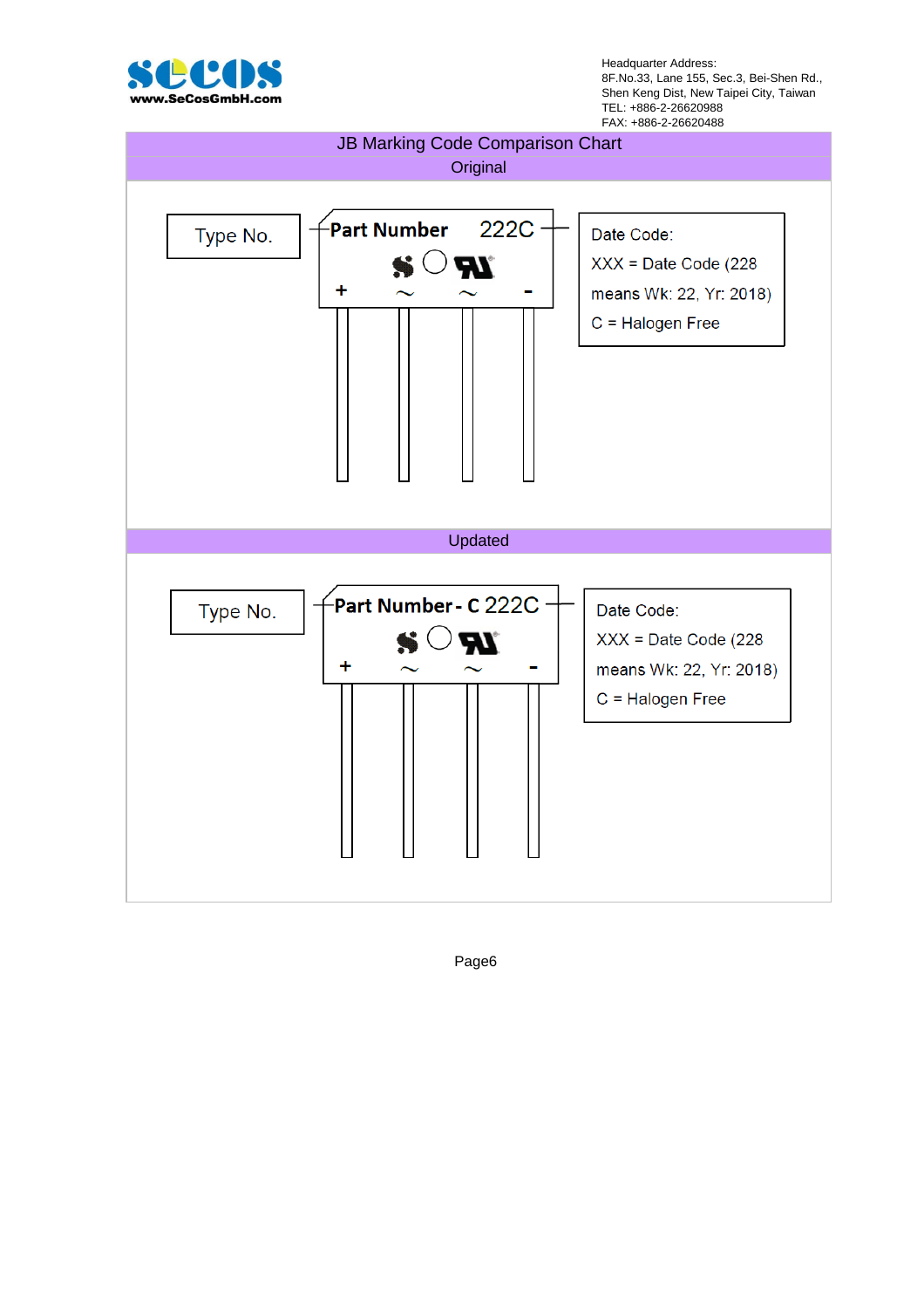## JB Marking Code Comparison Chart

### Original

Type No.

Part Number 222C

\+ ~ ~ -

Date Code:
XXX = Date Code (228 means Wk: 22, Yr: 2018)
C = Halogen Free

### Updated

Type No.

Part Number - C 222C

\+ ~ ~ -

Date Code:
XXX = Date Code (228 means Wk: 22, Yr: 2018)
C = Halogen Free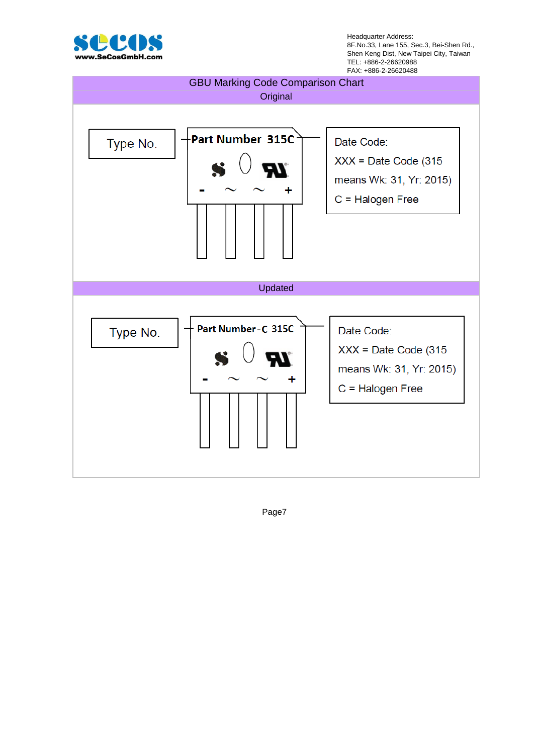## GBU Marking Code Comparison Chart

### Original

Type No.

Part Number 315C

- ~ ~ +

Date Code:

XXX = Date Code (315 means Wk: 31, Yr: 2015)

C = Halogen Free

### Updated

Type No.

Part Number-C 315C

- ~ ~ +

Date Code:

XXX = Date Code (315 means Wk: 31, Yr: 2015)

C = Halogen Free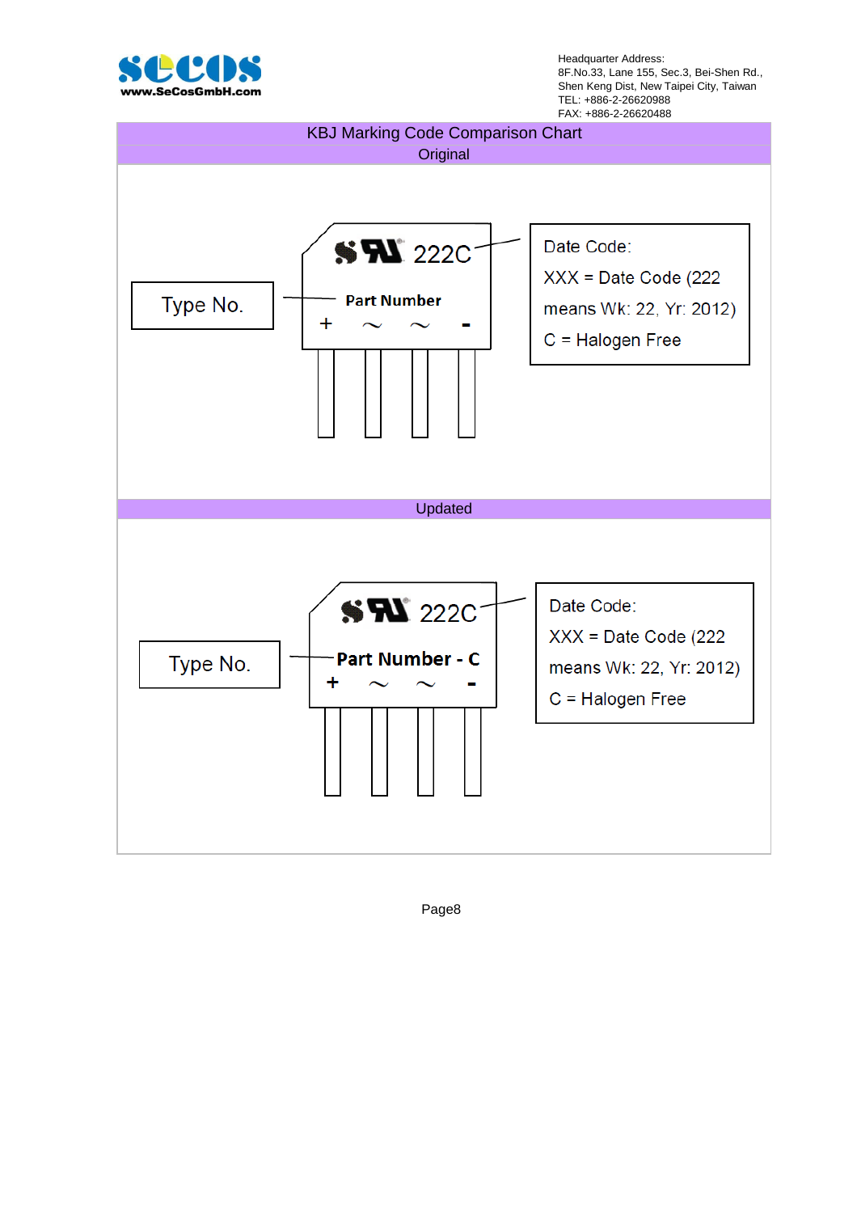# KBJ Marking Code Comparison Chart

## Original

222C

Type No. — Part Number

\+ ~ ~ -

Date Code:

XXX = Date Code (222 means Wk: 22, Yr: 2012)

C = Halogen Free

## Updated

222C

Type No. — Part Number - C

\+ ~ ~ -

Date Code:

XXX = Date Code (222 means Wk: 22, Yr: 2012)

C = Halogen Free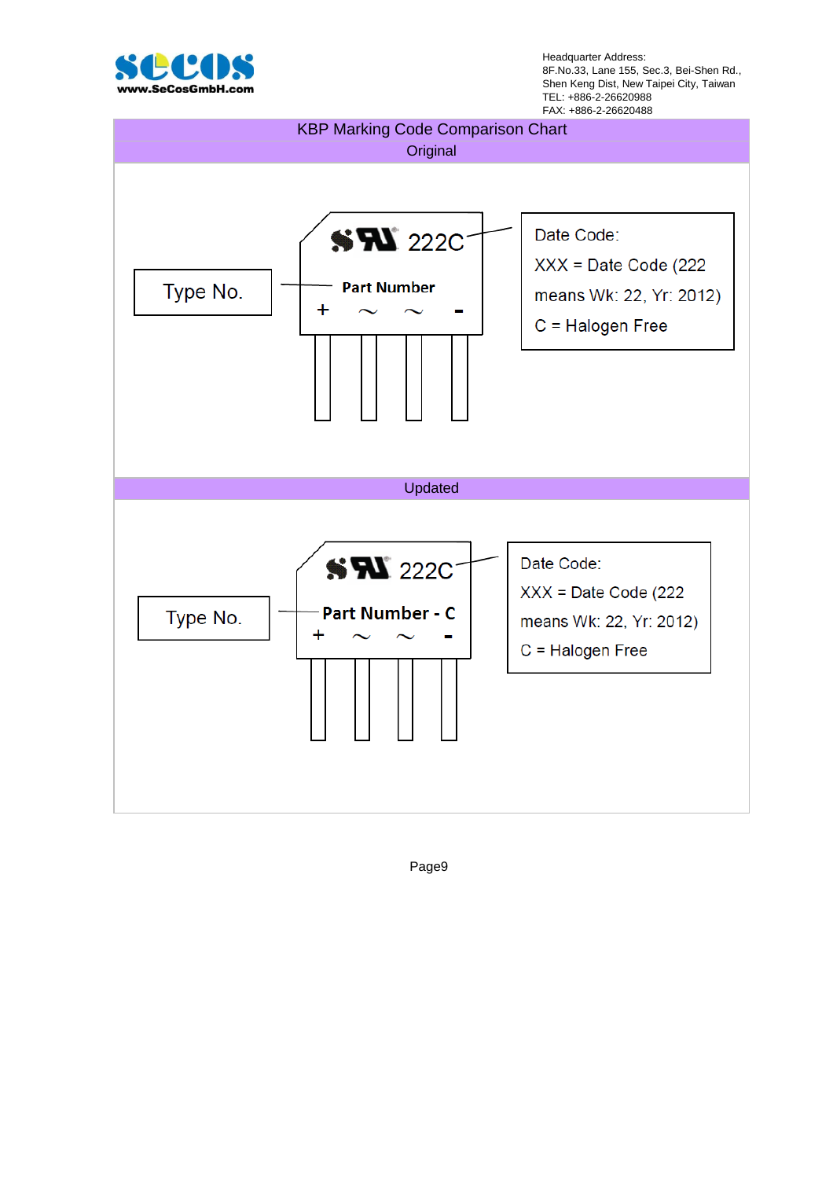## KBP Marking Code Comparison Chart

### Original

Type No.

222C

Part Number

+ ∼ ∼ -

Date Code:

XXX = Date Code (222 means Wk: 22, Yr: 2012)

C = Halogen Free

### Updated

Type No.

222C

Part Number - C

+ ∼ ∼ -

Date Code:

XXX = Date Code (222 means Wk: 22, Yr: 2012)

C = Halogen Free